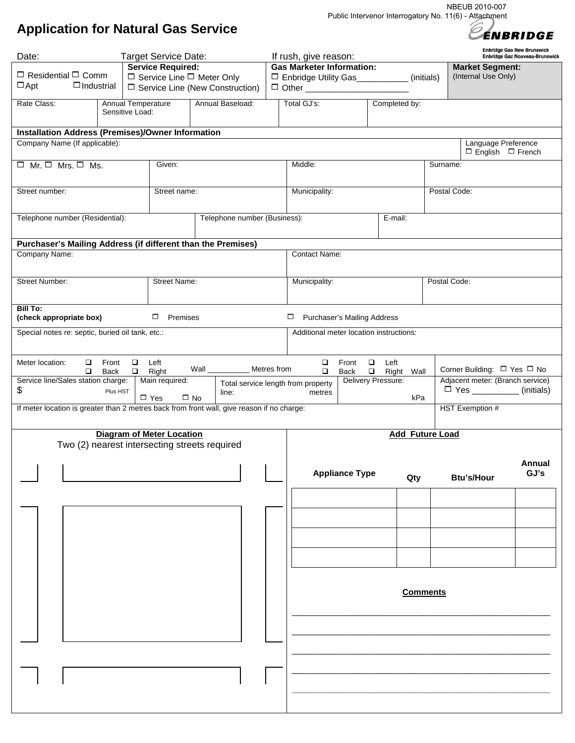NBEUB 2010-007
Public Intervenor Interrogatory No. 11(6) - Attachment

# Application for Natural Gas Service

ENBRIDGE
Enbridge Gas New Brunswick
Enbridge Gaz Nouveau-Brunswick

Date: Target Service Date: If rush, give reason:

| ☐ Residential ☐ Comm ☐ Apt ☐ Industrial | **Service Required:** ☐ Service Line ☐ Meter Only ☐ Service Line (New Construction) | **Gas Marketer Information:** ☐ Enbridge Utility Gas___________ (initials) ☐ Other ______________________ | **Market Segment:** (Internal Use Only) |
|---|---|---|---|

| Rate Class: | Annual Temperature Sensitive Load: | Annual Baseload: | Total GJ's: | Completed by: |
|---|---|---|---|---|

**Installation Address (Premises)/Owner Information**

| Company Name (If applicable): | | | Language Preference ☐ English ☐ French |
|---|---|---|---|
| ☐ Mr. ☐ Mrs. ☐ Ms. | Given: | Middle: | Surname: |
| Street number: | Street name: | Municipality: | Postal Code: |
| Telephone number (Residential): | Telephone number (Business): | E-mail: | |

**Purchaser's Mailing Address (if different than the Premises)**

| Company Name: | | Contact Name: | |
|---|---|---|---|
| Street Number: | Street Name: | Municipality: | Postal Code: |

**Bill To: (check appropriate box)** ☐ Premises ☐ Purchaser's Mailing Address

| Special notes re: septic, buried oil tank, etc.: | Additional meter location instructions: |
|---|---|

| Meter location: ☐ Front ☐ Left ☐ Back ☐ Right Wall _________ Metres from ☐ Front ☐ Left ☐ Back ☐ Right Wall | | | | Corner Building: ☐ Yes ☐ No |
|---|---|---|---|---|
| Service line/Sales station charge: $ Plus HST | Main required: ☐ Yes ☐ No | Total service length from property line: metres | Delivery Pressure: kPa | Adjacent meter: (Branch service) ☐ Yes _________ (initials) |
| If meter location is greater than 2 metres back from front wall, give reason if no charge: | | | | HST Exemption # |

**Diagram of Meter Location**
Two (2) nearest intersecting streets required

**Add Future Load**

| Appliance Type | Qty | Btu's/Hour | Annual GJ's |
|---|---|---|---|
| | | | |
| | | | |
| | | | |
| | | | |

**Comments**

___________________________________________________

___________________________________________________

___________________________________________________

___________________________________________________

___________________________________________________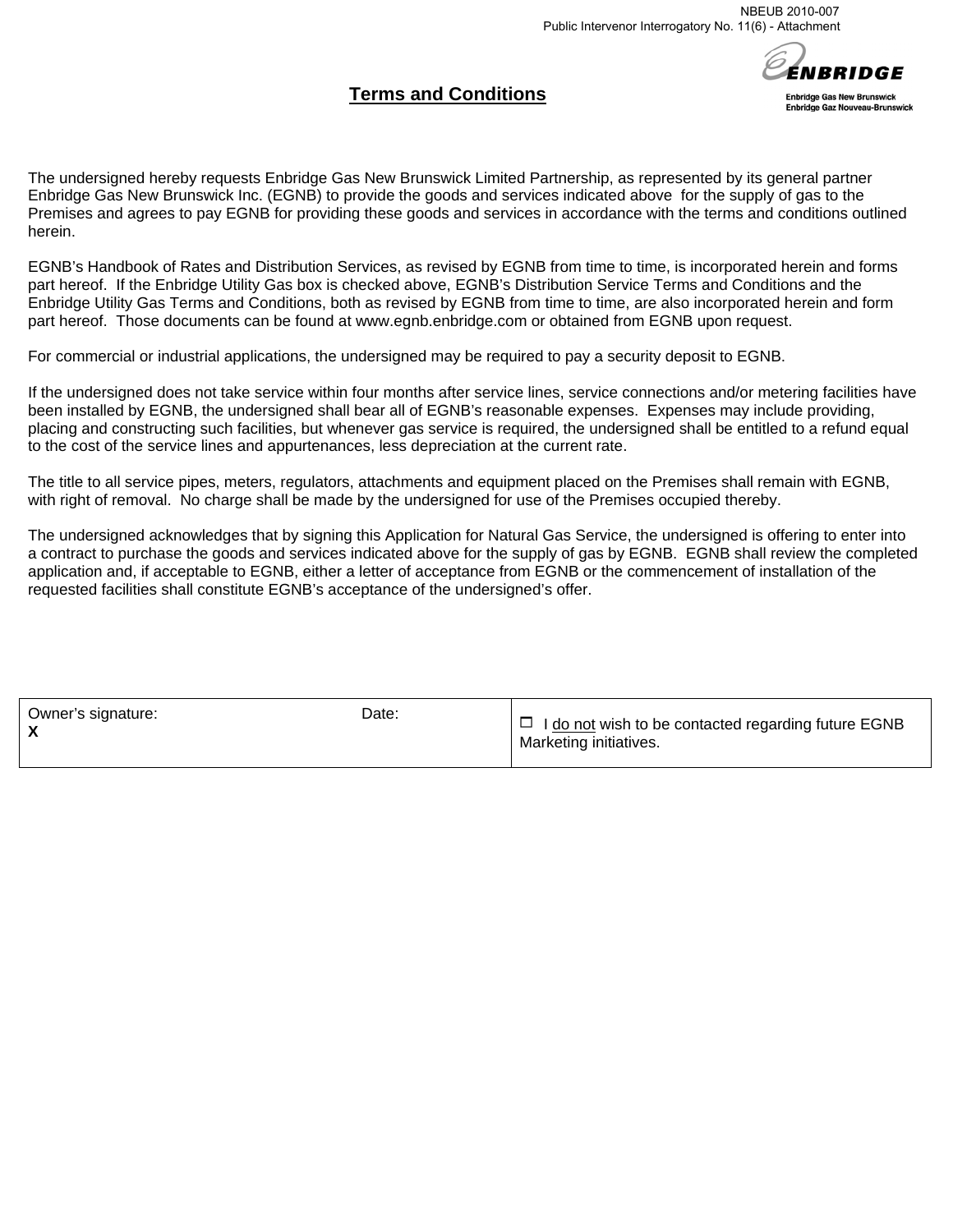## Terms and Conditions

Enbridge Gas New Brunswick
Enbridge Gaz Nouveau-Brunswick

The undersigned hereby requests Enbridge Gas New Brunswick Limited Partnership, as represented by its general partner Enbridge Gas New Brunswick Inc. (EGNB) to provide the goods and services indicated above for the supply of gas to the Premises and agrees to pay EGNB for providing these goods and services in accordance with the terms and conditions outlined herein.

EGNB's Handbook of Rates and Distribution Services, as revised by EGNB from time to time, is incorporated herein and forms part hereof. If the Enbridge Utility Gas box is checked above, EGNB's Distribution Service Terms and Conditions and the Enbridge Utility Gas Terms and Conditions, both as revised by EGNB from time to time, are also incorporated herein and form part hereof. Those documents can be found at www.egnb.enbridge.com or obtained from EGNB upon request.

For commercial or industrial applications, the undersigned may be required to pay a security deposit to EGNB.

If the undersigned does not take service within four months after service lines, service connections and/or metering facilities have been installed by EGNB, the undersigned shall bear all of EGNB's reasonable expenses. Expenses may include providing, placing and constructing such facilities, but whenever gas service is required, the undersigned shall be entitled to a refund equal to the cost of the service lines and appurtenances, less depreciation at the current rate.

The title to all service pipes, meters, regulators, attachments and equipment placed on the Premises shall remain with EGNB, with right of removal. No charge shall be made by the undersigned for use of the Premises occupied thereby.

The undersigned acknowledges that by signing this Application for Natural Gas Service, the undersigned is offering to enter into a contract to purchase the goods and services indicated above for the supply of gas by EGNB. EGNB shall review the completed application and, if acceptable to EGNB, either a letter of acceptance from EGNB or the commencement of installation of the requested facilities shall constitute EGNB's acceptance of the undersigned's offer.

| | | |
|---|---|---|
| Owner's signature:<br>**X** | Date: | ☐ I do not wish to be contacted regarding future EGNB Marketing initiatives. |